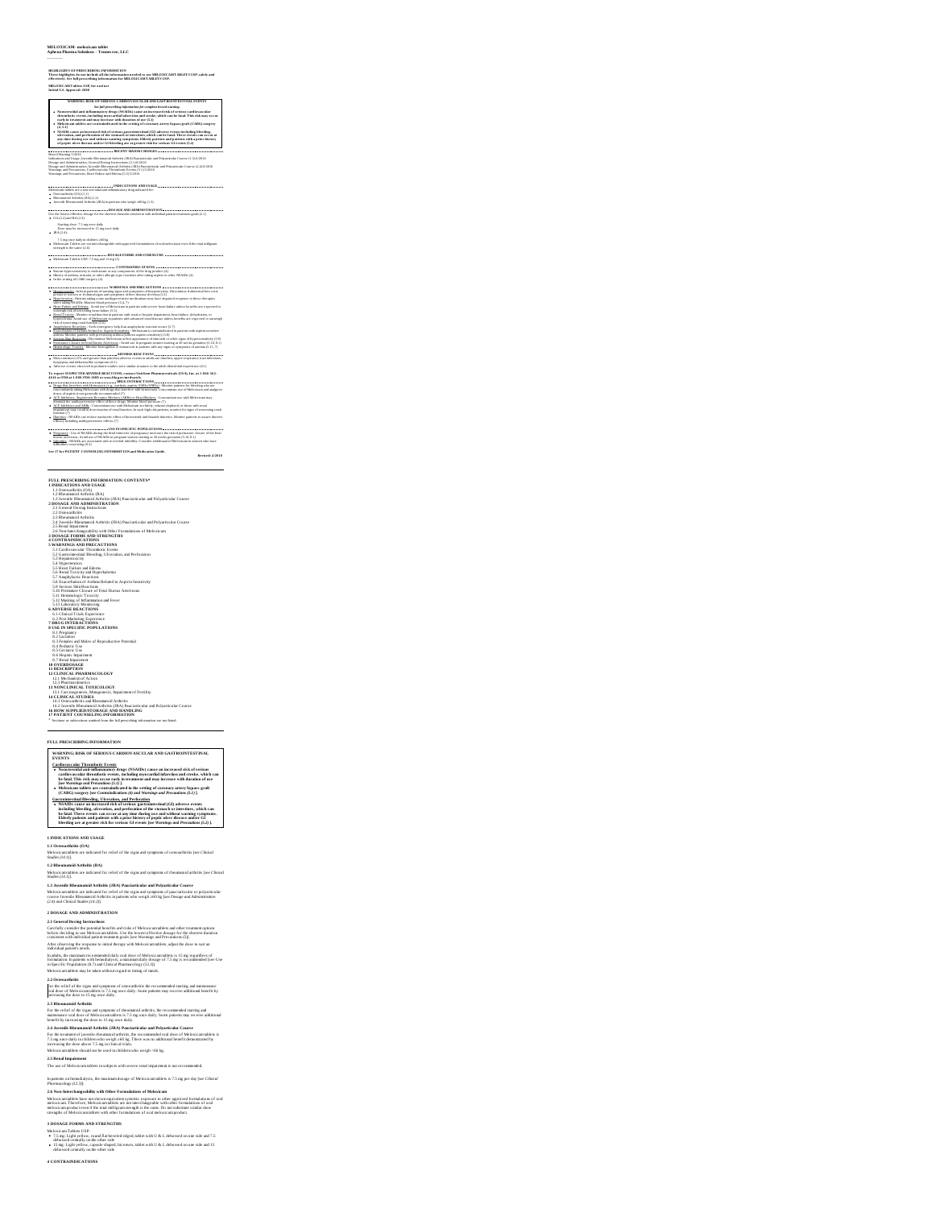**MELOXICAM- meloxicam tablet**
**Aphena Pharma Solutions - Tennessee, LLC**

----------

**HIGHLIGHTS OF PRESCRIBING INFORMATION**
**These highlights do not include all the information needed to use MELOXICAM TABLETS USP safely and effectively. See full prescribing information for MELOXICAM TABLETS USP.**

**MELOXICAM tablets USP, for oral use**
**Initial U.S. Approval: 2000**

**WARNING: RISK OF SERIOUS CARDIOVASCULAR AND GASTROINTESTINAL EVENTS**

*See full prescribing information for complete boxed warning.*

- **Nonsteroidal anti-inflammatory drugs (NSAIDs) cause an increased risk of serious cardiovascular thrombotic events, including myocardial infarction and stroke, which can be fatal. This risk may occur early in treatment and may increase with duration of use (5.1)**
- **Meloxicam tablets are contraindicated in the setting of coronary artery bypass graft (CABG) surgery (4, 5.1)**
- **NSAIDs cause an increased risk of serious gastrointestinal (GI) adverse events including bleeding, ulceration, and perforation of the stomach or intestines, which can be fatal. These events can occur at any time during use and without warning symptoms. Elderly patients and patients with a prior history of peptic ulcer disease and/or GI bleeding are at greater risk for serious GI events (5.2)**

**RECENT MAJOR CHANGES**

Boxed Warning 5/2016
Indications and Usage, Juvenile Rheumatoid Arthritis (JRA) Pauciarticular and Polyarticular Course (1.3) 6/2016
Dosage and Administration, General Dosing Instructions (2.1) 6/2016
Dosage and Administration, Juvenile Rheumatoid Arthritis (JRA) Pauciarticular and Polyarticular Course (2.4) 6/2016
Warnings and Precautions, Cardiovascular Thrombotic Events (5.1) 5/2016
Warnings and Precautions, Heart Failure and Edema (5.5) 5/2016

**INDICATIONS AND USAGE**

Meloxicam tablets are a non-steroidal anti-inflammatory drug indicated for:

- Osteoarthritis (OA) (1.1)
- Rheumatoid Arthritis (RA) (1.2)
- Juvenile Rheumatoid Arthritis (JRA) in patients who weigh ≥60 kg (1.3)

**DOSAGE AND ADMINISTRATION**

Use the lowest effective dosage for the shortest duration consistent with individual patient treatment goals (2.1)

- OA (2.2) and RA (2.3):

  Starting dose: 7.5 mg once daily
  Dose may be increased to 15 mg once daily

- JRA (2.4):

  7.5 mg once daily in children ≥60 kg

- Meloxicam Tablets are not interchangeable with approved formulations of oral meloxicam even if the total milligram strength is the same (2.6)

**DOSAGE FORMS AND STRENGTHS**

- Meloxicam Tablets USP: 7.5 mg and 15 mg (3)

**CONTRAINDICATIONS**

- Known hypersensitivity to meloxicam or any components of the drug product (4)
- History of asthma, urticaria, or other allergic-type reactions after taking aspirin or other NSAIDs (4)
- In the setting of CABG surgery (4)

**WARNINGS AND PRECAUTIONS**

- Hepatotoxicity: Inform patients of warning signs and symptoms of hepatotoxicity. Discontinue if abnormal liver tests persist or worsen or if clinical signs and symptoms of liver disease develop (5.3)
- Hypertension: Patients taking some antihypertensive medications may have impaired response to these therapies when taking NSAIDs. Monitor blood pressure (5.4, 7)
- Heart Failure and Edema: Avoid use of Meloxicam in patients with severe heart failure unless benefits are expected to outweigh risk of worsening heart failure (5.5)
- Renal Toxicity: Monitor renal function in patients with renal or hepatic impairment, heart failure, dehydration, or hypovolemia. Avoid use of Meloxicam in patients with advanced renal disease unless benefits are expected to outweigh risk of worsening renal function (5.6)
- Anaphylactic Reactions: Seek emergency help if an anaphylactic reaction occurs (5.7)
- Exacerbation of Asthma Related to Aspirin Sensitivity: Meloxicam is contraindicated in patients with aspirin-sensitive asthma. Monitor patients with preexisting asthma (without aspirin sensitivity) (5.8)
- Serious Skin Reactions: Discontinue Meloxicam at first appearance of skin rash or other signs of hypersensitivity (5.9)
- Premature Closure of Fetal Ductus Arteriosus: Avoid use in pregnant women starting at 30 weeks gestation (5.10, 8.1)
- Hematologic Toxicity: Monitor hemoglobin or hematocrit in patients with any signs or symptoms of anemia (5.11, 7)

**ADVERSE REACTIONS**

- Most common (≥5% and greater than placebo) adverse events in adults are diarrhea, upper respiratory tract infections, dyspepsia, and influenza-like symptoms (6.1)
- Adverse events observed in pediatric studies were similar in nature to the adult clinical trial experience (6.1)

**To report SUSPECTED ADVERSE REACTIONS, contact Unichem Pharmaceuticals (USA), Inc. at 1-866-562-4616 or FDA at 1-800-FDA-1088 or www.fda.gov/medwatch.**

**DRUG INTERACTIONS**

- Drugs that Interfere with Hemostasis (e.g., warfarin, aspirin, SSRIs/SNRIs): Monitor patients for bleeding who are concomitantly taking Meloxicam with drugs that interfere with hemostasis. Concomitant use of Meloxicam and analgesic doses of aspirin is not generally recommended (7)
- ACE Inhibitors, Angiotensin Receptor Blockers (ARBs) or Beta-Blockers: Concomitant use with Meloxicam may diminish the antihypertensive effect of these drugs. Monitor blood pressure (7)
- ACE Inhibitors and ARBs: Concomitant use with Meloxicam in elderly, volume depleted, or those with renal impairment may result in deterioration of renal function. In such high risk patients, monitor for signs of worsening renal function (7)
- Diuretics: NSAIDs can reduce natriuretic effect of furosemide and thiazide diuretics. Monitor patients to assure diuretic efficacy including antihypertensive effects (7)

**USE IN SPECIFIC POPULATIONS**

- Pregnancy: Use of NSAIDs during the third trimester of pregnancy increases the risk of premature closure of the fetal ductus arteriosus. Avoid use of NSAIDs in pregnant women starting at 30 weeks gestation (5.10, 8.1)
- Infertility: NSAIDs are associated with reversible infertility. Consider withdrawal of Meloxicam in women who have difficulties conceiving (8.3)

**See 17 for PATIENT COUNSELING INFORMATION and Medication Guide.**

**Revised: 4/2018**

---

**FULL PRESCRIBING INFORMATION: CONTENTS***

**1 INDICATIONS AND USAGE**
1.1 Osteoarthritis (OA)
1.2 Rheumatoid Arthritis (RA)
1.3 Juvenile Rheumatoid Arthritis (JRA) Pauciarticular and Polyarticular Course
**2 DOSAGE AND ADMINISTRATION**
2.1 General Dosing Instructions
2.2 Osteoarthritis
2.3 Rheumatoid Arthritis
2.4 Juvenile Rheumatoid Arthritis (JRA) Pauciarticular and Polyarticular Course
2.5 Renal Impairment
2.6 Non-Interchangeability with Other Formulations of Meloxicam
**3 DOSAGE FORMS AND STRENGTHS**
**4 CONTRAINDICATIONS**
**5 WARNINGS AND PRECAUTIONS**
5.1 Cardiovascular Thrombotic Events
5.2 Gastrointestinal Bleeding, Ulceration, and Perforation
5.3 Hepatotoxicity
5.4 Hypertension
5.5 Heart Failure and Edema
5.6 Renal Toxicity and Hyperkalemia
5.7 Anaphylactic Reactions
5.8 Exacerbation of Asthma Related to Aspirin Sensitivity
5.9 Serious Skin Reactions
5.10 Premature Closure of Fetal Ductus Arteriosus
5.11 Hematologic Toxicity
5.12 Masking of Inflammation and Fever
5.13 Laboratory Monitoring
**6 ADVERSE REACTIONS**
6.1 Clinical Trials Experience
6.2 Post Marketing Experience
**7 DRUG INTERACTIONS**
**8 USE IN SPECIFIC POPULATIONS**
8.1 Pregnancy
8.2 Lactation
8.3 Females and Males of Reproductive Potential
8.4 Pediatric Use
8.5 Geriatric Use
8.6 Hepatic Impairment
8.7 Renal Impairment
**10 OVERDOSAGE**
**11 DESCRIPTION**
**12 CLINICAL PHARMACOLOGY**
12.1 Mechanism of Action
12.3 Pharmacokinetics
**13 NONCLINICAL TOXICOLOGY**
13.1 Carcinogenesis, Mutagenesis, Impairment of Fertility
**14 CLINICAL STUDIES**
14.1 Osteoarthritis and Rheumatoid Arthritis
14.2 Juvenile Rheumatoid Arthritis (JRA) Pauciarticular and Polyarticular Course
**16 HOW SUPPLIED/STORAGE AND HANDLING**
**17 PATIENT COUNSELING INFORMATION**

\* Sections or subsections omitted from the full prescribing information are not listed.

---

**FULL PRESCRIBING INFORMATION**

**WARNING: RISK OF SERIOUS CARDIOVASCULAR AND GASTROINTESTINAL EVENTS**

**Cardiovascular Thrombotic Events**

- **Nonsteroidal anti-inflammatory drugs (NSAIDs) cause an increased risk of serious cardiovascular thrombotic events, including myocardial infarction and stroke, which can be fatal. This risk may occur early in treatment and may increase with duration of use [see Warnings and Precautions (5.1)].**
- **Meloxicam tablets are contraindicated in the setting of coronary artery bypass graft (CABG) surgery [see Contraindications (4) and Warnings and Precautions (5.1)].**

**Gastrointestinal Bleeding, Ulceration, and Perforation**

- **NSAIDs cause an increased risk of serious gastrointestinal (GI) adverse events including bleeding, ulceration, and perforation of the stomach or intestines, which can be fatal. These events can occur at any time during use and without warning symptoms. Elderly patients and patients with a prior history of peptic ulcer disease and/or GI bleeding are at greater risk for serious GI events [see Warnings and Precautions (5.2)].**

## 1 INDICATIONS AND USAGE

### 1.1 Osteoarthritis (OA)

Meloxicam tablets are indicated for relief of the signs and symptoms of osteoarthritis [see *Clinical Studies (14.1)*].

### 1.2 Rheumatoid Arthritis (RA)

Meloxicam tablets are indicated for relief of the signs and symptoms of rheumatoid arthritis [see *Clinical Studies (14.1)*].

### 1.3 Juvenile Rheumatoid Arthritis (JRA) Pauciarticular and Polyarticular Course

Meloxicam tablets are indicated for relief of the signs and symptoms of pauciarticular or polyarticular course Juvenile Rheumatoid Arthritis in patients who weigh ≥60 kg [see *Dosage and Administration (2.4)* and *Clinical Studies (14.2)*].

## 2 DOSAGE AND ADMINISTRATION

### 2.1 General Dosing Instructions

Carefully consider the potential benefits and risks of Meloxicam tablets and other treatment options before deciding to use Meloxicam tablets. Use the lowest effective dosage for the shortest duration consistent with individual patient treatment goals [see Warnings and Precautions (5)].

After observing the response to initial therapy with Meloxicam tablets, adjust the dose to suit an individual patient's needs.

In adults, the maximum recommended daily oral dose of Meloxicam tablets is 15 mg regardless of formulation. In patients with hemodialysis, a maximum daily dosage of 7.5 mg is recommended [see Use in Specific Populations (8.7) and Clinical Pharmacology (12.3)].

Meloxicam tablets may be taken without regard to timing of meals.

### 2.2 Osteoarthritis

For the relief of the signs and symptoms of osteoarthritis the recommended starting and maintenance oral dose of Meloxicam tablets is 7.5 mg once daily. Some patients may receive additional benefit by increasing the dose to 15 mg once daily.

### 2.3 Rheumatoid Arthritis

For the relief of the signs and symptoms of rheumatoid arthritis, the recommended starting and maintenance oral dose of Meloxicam tablets is 7.5 mg once daily. Some patients may receive additional benefit by increasing the dose to 15 mg once daily.

### 2.4 Juvenile Rheumatoid Arthritis (JRA) Pauciarticular and Polyarticular Course

For the treatment of juvenile rheumatoid arthritis, the recommended oral dose of Meloxicam tablets is 7.5 mg once daily in children who weigh ≥60 kg. There was no additional benefit demonstrated by increasing the dose above 7.5 mg in clinical trials.

Meloxicam tablets should not be used in children who weigh <60 kg.

### 2.5 Renal Impairment

The use of Meloxicam tablets in subjects with severe renal impairment is not recommended.

In patients on hemodialysis, the maximum dosage of Meloxicam tablets is 7.5 mg per day [see *Clinical Pharmacology (12.3)*].

### 2.6 Non-Interchangeability with Other Formulations of Meloxicam

Meloxicam tablets have not shown equivalent systemic exposure to other approved formulations of oral meloxicam. Therefore, Meloxicam tablets are not interchangeable with other formulations of oral meloxicam product even if the total milligram strength is the same. Do not substitute similar dose strengths of Meloxicam tablets with other formulations of oral meloxicam product.

## 3 DOSAGE FORMS AND STRENGTHS

Meloxicam Tablets USP:

- 7.5 mg: Light yellow, round flat beveled edged, tablet with U & L debossed on one side and 7.5 debossed centrally on the other side
- 15 mg: Light yellow, capsule shaped, biconvex, tablet with U & L debossed on one side and 15 debossed centrally on the other side

## 4 CONTRAINDICATIONS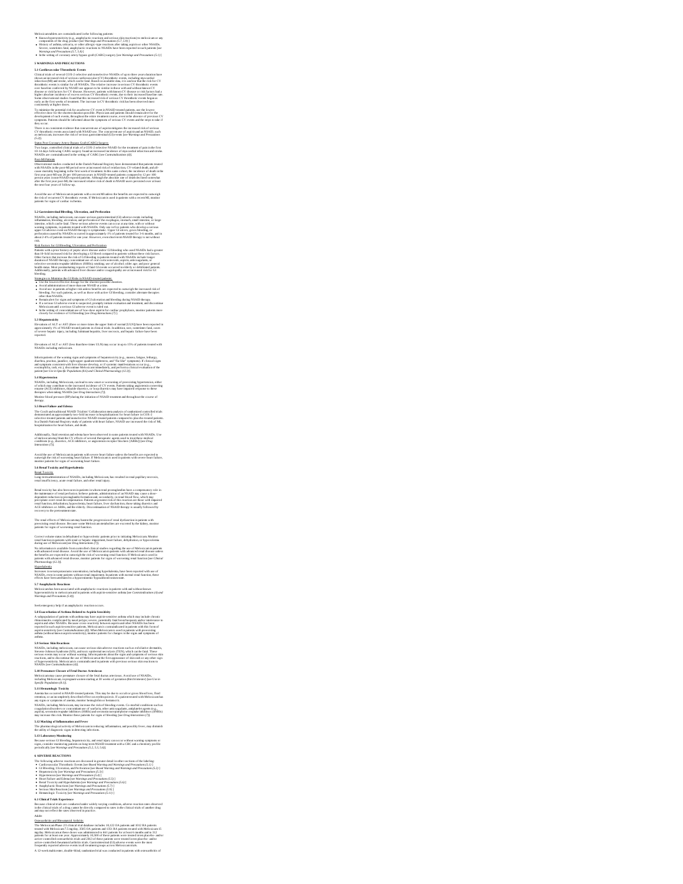Meloxicam tablets are contraindicated in the following patients:

- Known hypersensitivity (e.g., anaphylactic reactions and serious skin reactions) to meloxicam or any components of the drug product *[see Warnings and Precautions (5.7, 5.9)]*
- History of asthma, urticaria, or other allergic-type reactions after taking aspirin or other NSAIDs. Severe, sometimes fatal, anaphylactic reactions to NSAIDs have been reported in such patients *[see Warnings and Precautions (5.7, 5.8)]*
- In the setting of coronary artery bypass graft (CABG) surgery *[see Warnings and Precautions (5.1)]*

## 5 WARNINGS AND PRECAUTIONS

### 5.1 Cardiovascular Thrombotic Events

Clinical trials of several COX-2 selective and nonselective NSAIDs of up to three years duration have shown an increased risk of serious cardiovascular (CV) thrombotic events, including myocardial infarction (MI) and stroke, which can be fatal. Based on available data, it is unclear that the risk for CV thrombotic events is similar for all NSAIDs. The relative increase in serious CV thrombotic events over baseline conferred by NSAID use appears to be similar in those with and without known CV disease or risk factors for CV disease. However, patients with known CV disease or risk factors had a higher absolute incidence of excess serious CV thrombotic events, due to their increased baseline rate. Some observational studies found that this increased risk of serious CV thrombotic events began as early as the first weeks of treatment. The increase in CV thrombotic risk has been observed most consistently at higher doses.

To minimize the potential risk for an adverse CV event in NSAID-treated patients, use the lowest effective dose for the shortest duration possible. Physicians and patients should remain alert for the development of such events, throughout the entire treatment course, even in the absence of previous CV symptoms. Patients should be informed about the symptoms of serious CV events and the steps to take if they occur.

There is no consistent evidence that concurrent use of aspirin mitigates the increased risk of serious CV thrombotic events associated with NSAID use. The concurrent use of aspirin and an NSAID, such as meloxicam, increases the risk of serious gastrointestinal (GI) events *[see Warnings and Precautions (5.2)]*.

Status Post Coronary Artery Bypass Graft (CABG) Surgery

Two large, controlled clinical trials of a COX-2 selective NSAID for the treatment of pain in the first 10–14 days following CABG surgery found an increased incidence of myocardial infarction and stroke. NSAIDs are contraindicated in the setting of CABG *[see Contraindications (4)]*.

Post-MI Patients

Observational studies conducted in the Danish National Registry have demonstrated that patients treated with NSAIDs in the post-MI period were at increased risk of reinfarction, CV-related death, and all-cause mortality beginning in the first week of treatment. In this same cohort, the incidence of death in the first year post-MI was 20 per 100 person years in NSAID-treated patients compared to 12 per 100 person years in non-NSAID exposed patients. Although the absolute rate of death declined somewhat after the first year post-MI, the increased relative risk of death in NSAID users persisted over at least the next four years of follow-up.

Avoid the use of Meloxicam in patients with a recent MI unless the benefits are expected to outweigh the risk of recurrent CV thrombotic events. If Meloxicam is used in patients with a recent MI, monitor patients for signs of cardiac ischemia.

### 5.2 Gastrointestinal Bleeding, Ulceration, and Perforation

NSAIDs, including meloxicam, can cause serious gastrointestinal (GI) adverse events including inflammation, bleeding, ulceration, and perforation of the esophagus, stomach, small intestine, or large intestine, which can be fatal. These serious adverse events can occur at any time, with or without warning symptoms, in patients treated with NSAIDs. Only one in five patients who develop a serious upper GI adverse event on NSAID therapy is symptomatic. Upper GI ulcers, gross bleeding, or perforation caused by NSAIDs occurred in approximately 1% of patients treated for 3-6 months, and in about 2-4% of patients treated for one year. However, even short-term NSAID therapy is not without risk.

Risk Factors for GI Bleeding, Ulceration, and Perforation

Patients with a prior history of peptic ulcer disease and/or GI bleeding who used NSAIDs had a greater than 10-fold increased risk for developing a GI bleed compared to patients without these risk factors. Other factors that increase the risk of GI bleeding in patients treated with NSAIDs include longer duration of NSAID therapy; concomitant use of oral corticosteroids, aspirin, anticoagulants, or selective serotonin reuptake inhibitors (SSRIs); smoking; use of alcohol; older age; and poor general health status. Most postmarketing reports of fatal GI events occurred in elderly or debilitated patients. Additionally, patients with advanced liver disease and/or coagulopathy are at increased risk for GI bleeding.

Strategies to Minimize the GI Risks in NSAID-treated patients:

- Use the lowest effective dosage for the shortest possible duration.
- Avoid administration of more than one NSAID at a time.
- Avoid use in patients at higher risk unless benefits are expected to outweigh the increased risk of bleeding. For such patients, as well as those with active GI bleeding, consider alternate therapies other than NSAIDs.
- Remain alert for signs and symptoms of GI ulceration and bleeding during NSAID therapy.
- If a serious GI adverse event is suspected, promptly initiate evaluation and treatment, and discontinue Meloxicam until a serious GI adverse event is ruled out.
- In the setting of concomitant use of low-dose aspirin for cardiac prophylaxis, monitor patients more closely for evidence of GI bleeding *[see Drug Interactions (7)]*.

### 5.3 Hepatotoxicity

Elevations of ALT or AST (three or more times the upper limit of normal [ULN]) have been reported in approximately 1% of NSAID-treated patients in clinical trials. In addition, rare, sometimes fatal, cases of severe hepatic injury, including fulminant hepatitis, liver necrosis, and hepatic failure have been reported.

Elevations of ALT or AST (less than three times ULN) may occur in up to 15% of patients treated with NSAIDs including meloxicam.

Inform patients of the warning signs and symptoms of hepatotoxicity (e.g., nausea, fatigue, lethargy, diarrhea, pruritus, jaundice, right upper quadrant tenderness, and "flu-like" symptoms). If clinical signs and symptoms consistent with liver disease develop, or if systemic manifestations occur (e.g., eosinophilia, rash, etc.), discontinue Meloxicam immediately, and perform a clinical evaluation of the patient *[see Use in Specific Populations (8.6) and Clinical Pharmacology (12.3)]*.

### 5.4 Hypertension

NSAIDs, including Meloxicam, can lead to new onset or worsening of preexisting hypertension, either of which may contribute to the increased incidence of CV events. Patients taking angiotensin converting enzyme (ACE) inhibitors, thiazide diuretics, or loop diuretics may have impaired response to these therapies when taking NSAIDs *[see Drug Interactions (7)]*.

Monitor blood pressure (BP) during the initiation of NSAID treatment and throughout the course of therapy.

### 5.5 Heart Failure and Edema

The Coxib and traditional NSAID Trialists' Collaboration meta-analysis of randomized controlled trials demonstrated an approximately two-fold increase in hospitalizations for heart failure in COX-2 selective-treated patients and nonselective NSAID-treated patients compared to placebo-treated patients. In a Danish National Registry study of patients with heart failure, NSAID use increased the risk of MI, hospitalization for heart failure, and death.

Additionally, fluid retention and edema have been observed in some patients treated with NSAIDs. Use of meloxicam may blunt the CV effects of several therapeutic agents used to treat these medical conditions (e.g., diuretics, ACE inhibitors, or angiotensin receptor blockers [ARBs]) *[see Drug Interactions (7)]*.

Avoid the use of Meloxicam in patients with severe heart failure unless the benefits are expected to outweigh the risk of worsening heart failure. If Meloxicam is used in patients with severe heart failure, monitor patients for signs of worsening heart failure.

### 5.6 Renal Toxicity and Hyperkalemia

Renal Toxicity

Long-term administration of NSAIDs, including Meloxicam, has resulted in renal papillary necrosis, renal insufficiency, acute renal failure, and other renal injury.

Renal toxicity has also been seen in patients in whom renal prostaglandins have a compensatory role in the maintenance of renal perfusion. In these patients, administration of an NSAID may cause a dose-dependent reduction in prostaglandin formation and, secondarily, in renal blood flow, which may precipitate overt renal decompensation. Patients at greatest risk of this reaction are those with impaired renal function, dehydration, hypovolemia, heart failure, liver dysfunction, those taking diuretics and ACE inhibitors or ARBs, and the elderly. Discontinuation of NSAID therapy is usually followed by recovery to the pretreatment state.

The renal effects of Meloxicam may hasten the progression of renal dysfunction in patients with preexisting renal disease. Because some Meloxicam metabolites are excreted by the kidney, monitor patients for signs of worsening renal function.

Correct volume status in dehydrated or hypovolemic patients prior to initiating Meloxicam. Monitor renal function in patients with renal or hepatic impairment, heart failure, dehydration, or hypovolemia during use of Meloxicam *[see Drug Interactions (7)]*.

No information is available from controlled clinical studies regarding the use of Meloxicam in patients with advanced renal disease. Avoid the use of Meloxicam in patients with advanced renal disease unless the benefits are expected to outweigh the risk of worsening renal function. If Meloxicam is used in patients with advanced renal disease, monitor patients for signs of worsening renal function *[see Clinical Pharmacology (12.3)]*.

Hyperkalemia

Increases in serum potassium concentration, including hyperkalemia, have been reported with use of NSAIDs, even in some patients without renal impairment. In patients with normal renal function, these effects have been attributed to a hyporeninemic-hypoaldosteronism state.

### 5.7 Anaphylactic Reactions

Meloxicam has been associated with anaphylactic reactions in patients with and without known hypersensitivity to meloxicam and in patients with aspirin-sensitive asthma *[see Contraindications (4) and Warnings and Precautions (5.8)]*.

Seek emergency help if an anaphylactic reaction occurs.

### 5.8 Exacerbation of Asthma Related to Aspirin Sensitivity

A subpopulation of patients with asthma may have aspirin-sensitive asthma which may include chronic rhinosinusitis complicated by nasal polyps; severe, potentially fatal bronchospasm; and/or intolerance to aspirin and other NSAIDs. Because cross-reactivity between aspirin and other NSAIDs has been reported in such aspirin-sensitive patients, Meloxicam is contraindicated in patients with this form of aspirin sensitivity *[see Contraindications (4)]*. When Meloxicam is used in patients with preexisting asthma (without known aspirin sensitivity), monitor patients for changes in the signs and symptoms of asthma.

### 5.9 Serious Skin Reactions

NSAIDs, including meloxicam, can cause serious skin adverse reactions such as exfoliative dermatitis, Stevens-Johnson Syndrome (SJS), and toxic epidermal necrolysis (TEN), which can be fatal. These serious events may occur without warning. Inform patients about the signs and symptoms of serious skin reactions, and to discontinue the use of Meloxicam at the first appearance of skin rash or any other sign of hypersensitivity. Meloxicam is contraindicated in patients with previous serious skin reactions to NSAIDs *[see Contraindications (4)]*.

### 5.10 Premature Closure of Fetal Ductus Arteriosus

Meloxicam may cause premature closure of the fetal ductus arteriosus. Avoid use of NSAIDs, including Meloxicam, in pregnant women starting at 30 weeks of gestation (third trimester) *[see Use in Specific Populations (8.1)]*.

### 5.11 Hematologic Toxicity

Anemia has occurred in NSAID-treated patients. This may be due to occult or gross blood loss, fluid retention, or an incompletely described effect on erythropoiesis. If a patient treated with Meloxicam has any signs or symptoms of anemia, monitor hemoglobin or hematocrit.

NSAIDs, including Meloxicam, may increase the risk of bleeding events. Co-morbid conditions such as coagulation disorders or concomitant use of warfarin, other anticoagulants, antiplatelet agents (e.g., aspirin), serotonin reuptake inhibitors (SSRIs) and serotonin norepinephrine reuptake inhibitors (SNRIs) may increase this risk. Monitor these patients for signs of bleeding *[see Drug Interactions (7)]*.

### 5.12 Masking of Inflammation and Fever

The pharmacological activity of Meloxicam in reducing inflammation, and possibly fever, may diminish the utility of diagnostic signs in detecting infections.

### 5.13 Laboratory Monitoring

Because serious GI bleeding, hepatotoxicity, and renal injury can occur without warning symptoms or signs, consider monitoring patients on long-term NSAID treatment with a CBC and a chemistry profile periodically *[see Warnings and Precautions (5.2, 5.3, 5.6)]*.

## 6 ADVERSE REACTIONS

The following adverse reactions are discussed in greater detail in other sections of the labeling:

- Cardiovascular Thrombotic Events *[see Boxed Warning and Warnings and Precautions (5.1)]*
- GI Bleeding, Ulceration, and Perforation *[see Boxed Warning and Warnings and Precautions (5.2)]*
- Hepatotoxicity *[see Warnings and Precautions (5.3)]*
- Hypertension *[see Warnings and Precautions (5.4)]*
- Heart Failure and Edema *[see Warnings and Precautions (5.5)]*
- Renal Toxicity and Hyperkalemia *[see Warnings and Precautions (5.6)]*
- Anaphylactic Reactions *[see Warnings and Precautions (5.7)]*
- Serious Skin Reactions *[see Warnings and Precautions (5.9)]*
- Hematologic Toxicity *[see Warnings and Precautions (5.11)]*

### 6.1 Clinical Trials Experience

Because clinical trials are conducted under widely varying conditions, adverse reaction rates observed in the clinical trials of a drug cannot be directly compared to rates in the clinical trials of another drug and may not reflect the rates observed in practice.

*Adults*

*Osteoarthritis and Rheumatoid Arthritis*

The Meloxicam Phase 2/3 clinical trial database includes 10,122 OA patients and 1012 RA patients treated with Meloxicam 7.5 mg/day, 3505 OA patients and 1351 RA patients treated with Meloxicam 15 mg/day. Meloxicam at these doses was administered to 661 patients for at least 6 months and to 312 patients for at least one year. Approximately 10,500 of these patients were treated in ten placebo- and/or active-controlled osteoarthritis trials and 2363 of these patients were treated in ten placebo- and/or active-controlled rheumatoid arthritis trials. Gastrointestinal (GI) adverse events were the most frequently reported adverse events in all treatment groups across Meloxicam trials.

A 12-week multicenter, double-blind, randomized trial was conducted in patients with osteoarthritis of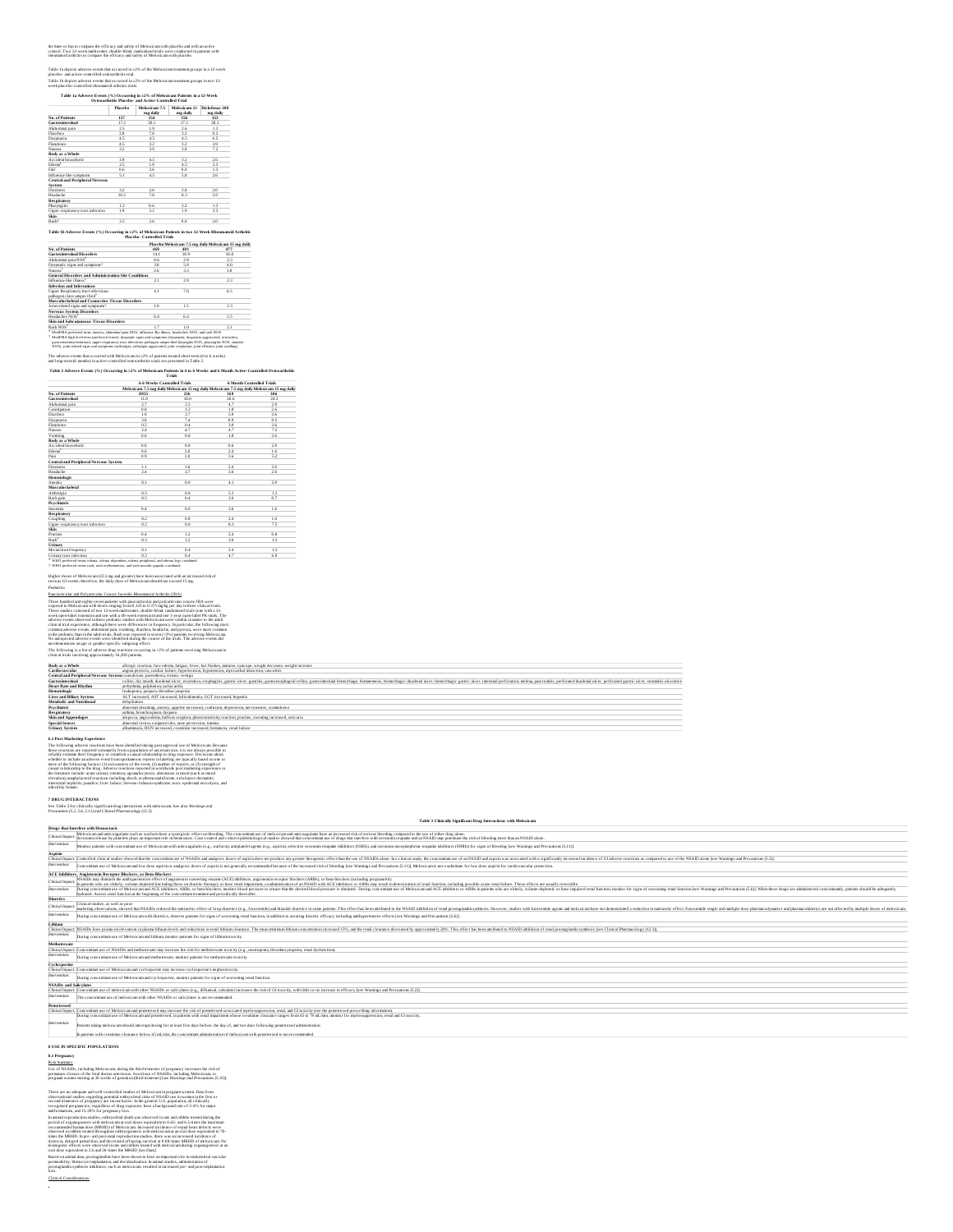the knee or hip to compare the efficacy and safety of Meloxicam with placebo and with an active control. Two 12-week multicenter, double-blind, randomized trials were conducted in patients with rheumatoid arthritis to compare the efficacy and safety of Meloxicam with placebo.

Table 1a depicts adverse events that occurred in ≥2% of the Meloxicam treatment groups in a 12-week placebo- and active-controlled osteoarthritis trial.

Table 1b depicts adverse events that occurred in ≥2% of the Meloxicam treatment groups in two 12-week placebo-controlled rheumatoid arthritis trials.

**Table 1a Adverse Events (%) Occurring in ≥2% of Meloxicam Patients in a 12-Week Osteoarthritis Placebo- and Active-Controlled Trial**

| | Placebo | Meloxicam 7.5 mg daily | Meloxicam 15 mg daily | Diclofenac 100 mg daily |
|---|---|---|---|---|
| **No. of Patients** | 157 | 154 | 156 | 153 |
| **Gastrointestinal** | 17.2 | 20.1 | 17.3 | 28.1 |
| Abdominal pain | 2.5 | 1.9 | 2.6 | 1.3 |
| Diarrhea | 3.8 | 7.8 | 3.2 | 9.2 |
| Dyspepsia | 4.5 | 4.5 | 4.5 | 6.5 |
| Flatulence | 4.5 | 3.2 | 3.2 | 3.9 |
| Nausea | 3.2 | 3.9 | 3.8 | 7.2 |
| **Body as a Whole** | | | | |
| Accident household | 1.9 | 4.5 | 3.2 | 2.6 |
| Edema[1] | 2.5 | 1.9 | 4.5 | 3.3 |
| Fall | 0.6 | 2.6 | 0.0 | 1.3 |
| Influenza-like symptoms | 5.1 | 4.5 | 5.8 | 2.6 |
| **Central and Peripheral Nervous System** | | | | |
| Dizziness | 3.2 | 2.6 | 3.8 | 2.0 |
| Headache | 10.2 | 7.8 | 8.3 | 5.9 |
| **Respiratory** | | | | |
| Pharyngitis | 1.3 | 0.6 | 3.2 | 1.3 |
| Upper respiratory tract infection | 1.9 | 3.2 | 1.9 | 3.3 |
| **Skin** | | | | |
| Rash[2] | 2.5 | 2.6 | 0.6 | 2.0 |

**Table 1b Adverse Events (%) Occurring in ≥2% of Meloxicam Patients in two 12-Week Rheumatoid Arthritis Placebo- Controlled Trials**

| | Placebo | Meloxicam 7.5 mg daily | Meloxicam 15 mg daily |
|---|---|---|---|
| **No. of Patients** | 469 | 481 | 477 |
| **Gastrointestinal Disorders** | 14.1 | 18.9 | 16.8 |
| Abdominal pain NOS[1] | 0.6 | 2.9 | 2.3 |
| Dyspeptic signs and symptoms[2] | 3.8 | 5.8 | 4.0 |
| Nausea[1] | 2.6 | 3.3 | 3.8 |
| **General Disorders and Administration Site Conditions** | | | |
| Influenza-like illness[1] | 2.1 | 2.9 | 2.3 |
| **Infection and Infestations** | | | |
| Upper Respiratory tract infections-pathogen class unspecified[2] | 4.1 | 7.0 | 6.5 |
| **Musculoskeletal and Connective Tissue Disorders** | | | |
| Joint related signs and symptoms[2] | 1.9 | 1.5 | 2.3 |
| **Nervous System Disorders** | | | |
| Headaches NOS[1] | 6.4 | 6.4 | 5.5 |
| **Skin and Subcutaneous Tissue Disorders** | | | |
| Rash NOS[1] | 1.7 | 1.0 | 2.1 |

[1] MedDRA preferred term: nausea, abdominal pain NOS, influenza-like illness, headaches NOS, and rash NOS

[2] MedDRA high level term (preferred terms): dyspeptic signs and symptoms (dyspepsia, dyspepsia aggravated, eructation, gastrointestinal irritation), upper respiratory tract infections-pathogen unspecified (laryngitis NOS, pharyngitis NOS, sinusitis NOS), joint related signs and symptoms (arthralgia, arthralgia aggravated, joint crepitation, joint effusion, joint swelling)

The adverse events that occurred with Meloxicam in ≥2% of patients treated short-term (4 to 6 weeks) and long-term (6 months) in active-controlled osteoarthritis trials are presented in Table 2.

**Table 2 Adverse Events (%) Occurring in ≥2% of Meloxicam Patients in 4 to 6 Weeks and 6 Month Active-Controlled Osteoarthritis Trials**

| | 4-6 Weeks Controlled Trials | | 6 Month Controlled Trials | |
|---|---|---|---|---|
| | Meloxicam 7.5 mg daily | Meloxicam 15 mg daily | Meloxicam 7.5 mg daily | Meloxicam 15 mg daily |
| **No. of Patients** | 8955 | 256 | 169 | 306 |
| **Gastrointestinal** | 11.8 | 18.0 | 26.6 | 24.2 |
| Abdominal pain | 2.7 | 2.3 | 4.7 | 2.9 |
| Constipation | 0.8 | 1.2 | 1.8 | 2.6 |
| Diarrhea | 1.9 | 2.7 | 5.9 | 2.6 |
| Dyspepsia | 3.8 | 7.4 | 8.9 | 9.5 |
| Flatulence | 0.5 | 0.4 | 3.0 | 2.6 |
| Nausea | 2.4 | 4.7 | 4.7 | 7.2 |
| Vomiting | 0.6 | 0.8 | 1.8 | 2.6 |
| **Body as a Whole** | | | | |
| Accident household | 0.0 | 0.0 | 0.6 | 2.9 |
| Edema[1] | 0.6 | 2.0 | 2.4 | 1.6 |
| Pain | 0.9 | 2.0 | 3.6 | 5.2 |
| **Central and Peripheral Nervous System** | | | | |
| Dizziness | 1.1 | 1.6 | 2.4 | 2.6 |
| Headache | 2.4 | 2.7 | 3.6 | 2.6 |
| **Hematologic** | | | | |
| Anemia | 0.1 | 0.0 | 4.1 | 2.9 |
| **Musculoskeletal** | | | | |
| Arthralgia | 0.5 | 0.0 | 5.3 | 1.3 |
| Back pain | 0.5 | 0.4 | 3.0 | 0.7 |
| **Psychiatric** | | | | |
| Insomnia | 0.4 | 0.0 | 3.6 | 1.6 |
| **Respiratory** | | | | |
| Coughing | 0.2 | 0.8 | 2.4 | 1.0 |
| Upper respiratory tract infection | 0.2 | 0.0 | 8.3 | 7.5 |
| **Skin** | | | | |
| Pruritus | 0.4 | 1.2 | 2.4 | 0.0 |
| Rash[2] | 0.3 | 1.2 | 3.0 | 1.3 |
| **Urinary** | | | | |
| Micturition frequency | 0.1 | 0.4 | 2.4 | 1.3 |
| Urinary tract infection | 0.3 | 0.4 | 4.7 | 6.9 |

[1] WHO preferred terms edema, edema dependent, edema peripheral, and edema legs combined

[2] WHO preferred terms rash, rash erythematous, and rash maculo-papular combined

Higher doses of Meloxicam (22.5 mg and greater) have been associated with an increased risk of serious GI events; therefore, the daily dose of Meloxicam should not exceed 15 mg.

*Pediatrics*

Pauciarticular and Polyarticular Course Juvenile Rheumatoid Arthritis (JRA)

Three hundred and eighty-seven patients with pauciarticular and polyarticular course JRA were exposed to Meloxicam with doses ranging from 0.125 to 0.375 mg/kg per day in three clinical trials. These studies consisted of two 12-week multicenter, double-blind, randomized trials (one with a 12-week open-label extension and one with a 40-week extension) and one 1-year open-label PK study. The adverse events observed in these pediatric studies with Meloxicam were similar in nature to the adult clinical trial experience, although there were differences in frequency. In particular, the following most common adverse events, abdominal pain, vomiting, diarrhea, headache, and pyrexia, were more common in the pediatric than in the adult trials. Rash was reported in seven (<2%) patients receiving Meloxicam. No unexpected adverse events were identified during the course of the trials. The adverse events did not demonstrate an age or gender-specific subgroup effect.

The following is a list of adverse drug reactions occurring in <2% of patients receiving Meloxicam in clinical trials involving approximately 16,200 patients.

| | |
|---|---|
| **Body as a Whole** | allergic reaction, face edema, fatigue, fever, hot flushes, malaise, syncope, weight decrease, weight increase |
| **Cardiovascular** | angina pectoris, cardiac failure, hypertension, hypotension, myocardial infarction, vasculitis |
| **Central and Peripheral Nervous System** | convulsions, paresthesia, tremor, vertigo |
| **Gastrointestinal** | colitis, dry mouth, duodenal ulcer, eructation, esophagitis, gastric ulcer, gastritis, gastroesophageal reflux, gastrointestinal hemorrhage, hematemesis, hemorrhagic duodenal ulcer, hemorrhagic gastric ulcer, intestinal perforation, melena, pancreatitis, perforated duodenal ulcer, perforated gastric ulcer, stomatitis ulcerative |
| **Heart Rate and Rhythm** | arrhythmia, palpitation, tachycardia |
| **Hematologic** | leukopenia, purpura, thrombocytopenia |
| **Liver and Biliary System** | ALT increased, AST increased, bilirubinemia, GGT increased, hepatitis |
| **Metabolic and Nutritional** | dehydration |
| **Psychiatric** | abnormal dreaming, anxiety, appetite increased, confusion, depression, nervousness, somnolence |
| **Respiratory** | asthma, bronchospasm, dyspnea |
| **Skin and Appendages** | alopecia, angioedema, bullous eruption, photosensitivity reaction, pruritus, sweating increased, urticaria |
| **Special Senses** | abnormal vision, conjunctivitis, taste perversion, tinnitus |
| **Urinary System** | albuminuria, BUN increased, creatinine increased, hematuria, renal failure |

### 6.2 Post Marketing Experience

The following adverse reactions have been identified during post approval use of Meloxicam. Because these reactions are reported voluntarily from a population of uncertain size, it is not always possible to reliably estimate their frequency or establish a causal relationship to drug exposure. Decisions about whether to include an adverse event from spontaneous reports in labeling are typically based on one or more of the following factors: (1) seriousness of the event, (2) number of reports, or (3) strength of causal relationship to the drug. Adverse reactions reported in worldwide post marketing experience or the literature include: acute urinary retention; agranulocytosis; alterations in mood (such as mood elevation); anaphylactoid reactions including shock; erythema multiforme; exfoliative dermatitis; interstitial nephritis; jaundice; liver failure; Stevens-Johnson syndrome; toxic epidermal necrolysis, and infertility female.

## 7 DRUG INTERACTIONS

See Table 3 for clinically significant drug interactions with meloxicam. See also *Warnings and Precautions (5.2, 5.6, 5.11)* and *Clinical Pharmacology (12.3)*.

**Table 3 Clinically Significant Drug Interactions with Meloxicam**

| | |
|---|---|
| **Drugs that Interfere with Hemostasis** | |
| *Clinical Impact:* | Meloxicam and anticoagulants such as warfarin have a synergistic effect on bleeding. The concomitant use of meloxicam and anticoagulants have an increased risk of serious bleeding compared to the use of either drug alone. Serotonin release by platelets plays an important role in hemostasis. Case-control and cohort epidemiological studies showed that concomitant use of drugs that interfere with serotonin reuptake and an NSAID may potentiate the risk of bleeding more than an NSAID alone. |
| *Intervention:* | Monitor patients with concomitant use of Meloxicam with anticoagulants (e.g., warfarin), antiplatelet agents (e.g., aspirin), selective serotonin reuptake inhibitors (SSRIs), and serotonin norepinephrine reuptake inhibitors (SNRIs) for signs of bleeding [see Warnings and Precautions (5.11)]. |
| **Aspirin** | |
| *Clinical Impact:* | Controlled clinical studies showed that the concomitant use of NSAIDs and analgesic doses of aspirin does not produce any greater therapeutic effect than the use of NSAIDs alone. In a clinical study, the concomitant use of an NSAID and aspirin was associated with a significantly increased incidence of GI adverse reactions as compared to use of the NSAID alone [see Warnings and Precautions (5.2)]. |
| *Intervention:* | Concomitant use of Meloxicam and low dose aspirin or analgesic doses of aspirin is not generally recommended because of the increased risk of bleeding [see Warnings and Precautions (5.11)]. Meloxicam is not a substitute for low dose aspirin for cardiovascular protection. |
| **ACE Inhibitors, Angiotensin Receptor Blockers, or Beta-Blockers** | |
| *Clinical Impact:* | NSAIDs may diminish the antihypertensive effect of angiotensin converting enzyme (ACE) inhibitors, angiotensin receptor blockers (ARBs), or beta-blockers (including propranolol). In patients who are elderly, volume-depleted (including those on diuretic therapy), or have renal impairment, co-administration of an NSAID with ACE inhibitors or ARBs may result in deterioration of renal function, including possible acute renal failure. These effects are usually reversible. |
| *Intervention:* | During concomitant use of Meloxicam and ACE inhibitors, ARBs, or beta-blockers, monitor blood pressure to ensure that the desired blood pressure is obtained. During concomitant use of Meloxicam and ACE inhibitors or ARBs in patients who are elderly, volume-depleted, or have impaired renal function, monitor for signs of worsening renal function [see Warnings and Precautions (5.6)]. When these drugs are administered concomitantly, patients should be adequately hydrated. Assess renal function at the beginning of the concomitant treatment and periodically thereafter. |
| **Diuretics** | |
| *Clinical Impact:* | Clinical studies, as well as post-marketing observations, showed that NSAIDs reduced the natriuretic effect of loop diuretics (e.g., furosemide) and thiazide diuretics in some patients. This effect has been attributed to the NSAID inhibition of renal prostaglandin synthesis. However, studies with furosemide agents and meloxicam have not demonstrated a reduction in natriuretic effect. Furosemide single and multiple dose pharmacodynamics and pharmacokinetics are not affected by multiple doses of meloxicam. |
| *Intervention:* | During concomitant use of Meloxicam with diuretics, observe patients for signs of worsening renal function, in addition to assuring diuretic efficacy including antihypertensive effects [see Warnings and Precautions (5.6)]. |
| **Lithium** | |
| *Clinical Impact:* | NSAIDs have produced elevations in plasma lithium levels and reductions in renal lithium clearance. The mean minimum lithium concentration increased 15%, and the renal clearance decreased by approximately 20%. This effect has been attributed to NSAID inhibition of renal prostaglandin synthesis [see Clinical Pharmacology (12.3)]. |
| *Intervention:* | During concomitant use of Meloxicam and lithium, monitor patients for signs of lithium toxicity. |
| **Methotrexate** | |
| *Clinical Impact:* | Concomitant use of NSAIDs and methotrexate may increase the risk for methotrexate toxicity (e.g., neutropenia, thrombocytopenia, renal dysfunction). |
| *Intervention:* | During concomitant use of Meloxicam and methotrexate, monitor patients for methotrexate toxicity. |
| **Cyclosporine** | |
| *Clinical Impact:* | Concomitant use of Meloxicam and cyclosporine may increase cyclosporine's nephrotoxicity. |
| *Intervention:* | During concomitant use of Meloxicam and cyclosporine, monitor patients for signs of worsening renal function. |
| **NSAIDs and Salicylates** | |
| *Clinical Impact:* | Concomitant use of meloxicam with other NSAIDs or salicylates (e.g., diflunisal, salsalate) increases the risk of GI toxicity, with little or no increase in efficacy [see Warnings and Precautions (5.2)]. |
| *Intervention:* | The concomitant use of meloxicam with other NSAIDs or salicylates is not recommended. |
| **Pemetrexed** | |
| *Clinical Impact:* | Concomitant use of Meloxicam and pemetrexed may increase the risk of pemetrexed-associated myelosuppression, renal, and GI toxicity (see the pemetrexed prescribing information). |
| *Intervention:* | During concomitant use of Meloxicam and pemetrexed, in patients with renal impairment whose creatinine clearance ranges from 45 to 79 mL/min, monitor for myelosuppression, renal and GI toxicity. Patients taking meloxicam should interrupt dosing for at least five days before, the day of, and two days following pemetrexed administration. In patients with creatinine clearance below 45 mL/min, the concomitant administration of meloxicam with pemetrexed is not recommended. |

## 8 USE IN SPECIFIC POPULATIONS

### 8.1 Pregnancy

Risk Summary

*Use of NSAIDs, including Meloxicam, during the third trimester of pregnancy increases the risk of premature closure of the fetal ductus arteriosus. Avoid use of NSAIDs, including Meloxicam, in pregnant women starting at 30 weeks of gestation (third trimester) [see Warnings and Precautions (5.10)].*

There are no adequate and well-controlled studies of Meloxicam in pregnant women. Data from observational studies regarding potential embryofetal risks of NSAID use in women in the first or second trimesters of pregnancy are inconclusive. In the general U.S. population, all clinically recognized pregnancies, regardless of drug exposure, have a background rate of 2-4% for major malformations, and 15-20% for pregnancy loss.

In animal reproduction studies, embryofetal death was observed in rats and rabbits treated during the period of organogenesis with meloxicam at oral doses equivalent to 0.65- and 6.5-times the maximum recommended human dose (MRHD) of Meloxicam. Increased incidence of septal heart defects were observed in rabbits treated throughout embryogenesis with meloxicam at an oral dose equivalent to 78-times the MRHD. In pre- and post-natal reproduction studies, there was an increased incidence of dystocia, delayed parturition, and decreased offspring survival at 0.08-times MRHD of meloxicam. No teratogenic effects were observed in rats and rabbits treated with meloxicam during organogenesis at an oral dose equivalent to 2.6 and 26-times the MRHD *[see Data]*.

Based on animal data, prostaglandins have been shown to have an important role in endometrial vascular permeability, blastocyst implantation, and decidualization. In animal studies, administration of prostaglandin synthesis inhibitors, such as meloxicam, resulted in increased pre- and post-implantation loss.

Clinical Considerations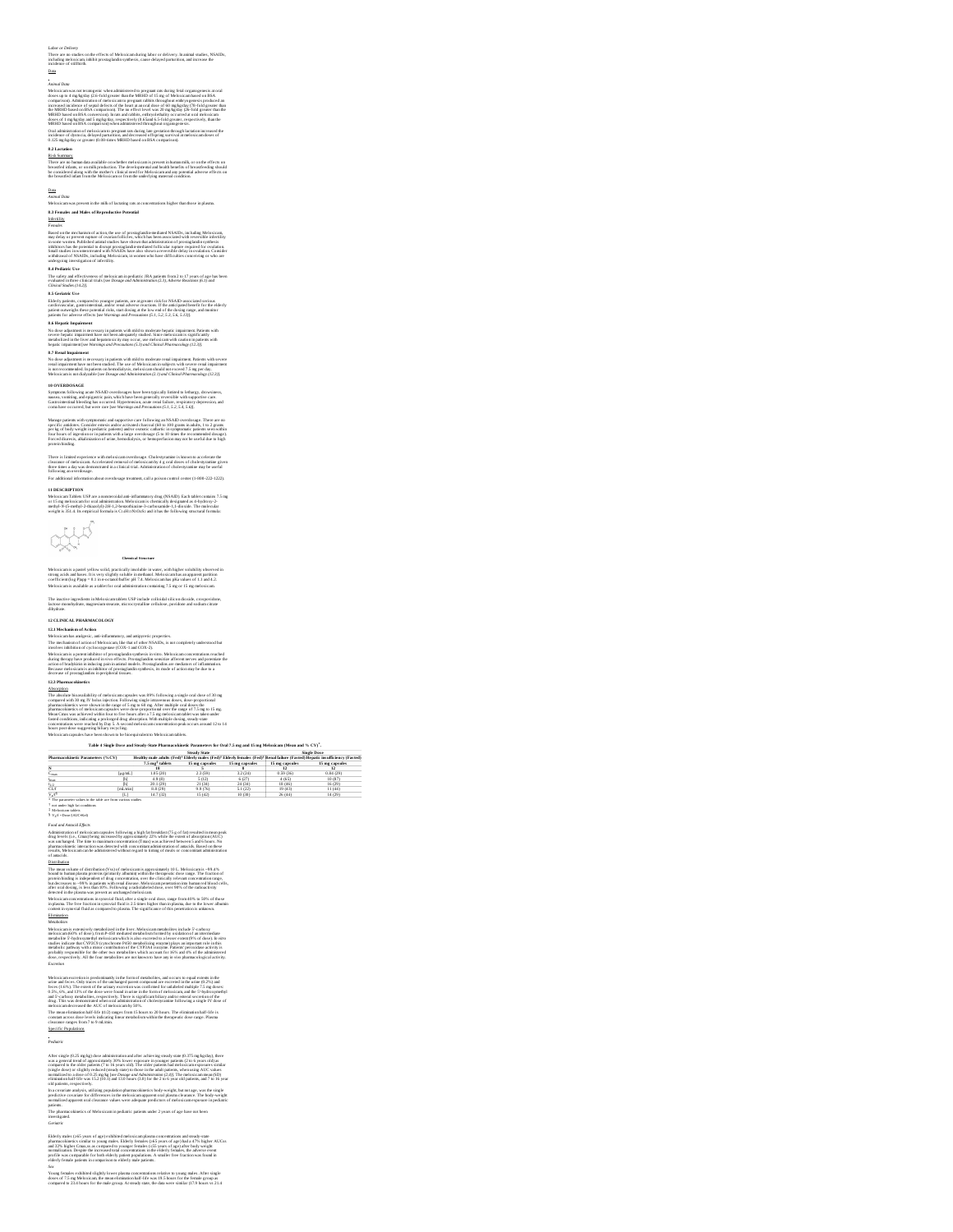*Labor or Delivery*

There are no studies on the effects of Meloxicam during labor or delivery. In animal studies, NSAIDs, including meloxicam, inhibit prostaglandin synthesis, cause delayed parturition, and increase the incidence of stillbirth.

Data

*Animal Data*

Meloxicam was not teratogenic when administered to pregnant rats during fetal organogenesis at oral doses up to 4 mg/kg/day (2.6-fold greater than the MRHD of 15 mg of Meloxicam based on BSA comparison). Administration of meloxicam to pregnant rabbits throughout embryogenesis produced an increased incidence of septal defects of the heart at an oral dose of 60 mg/kg/day (78-fold greater than the MRHD based on BSA comparison). The no effect level was 20 mg/kg/day (26-fold greater than the MRHD based on BSA conversion). In rats and rabbits, embryolethality occurred at oral meloxicam doses of 1 mg/kg/day and 5 mg/kg/day, respectively (0.65 and 6.5-fold greater, respectively, than the MRHD based on BSA comparison) when administered throughout organogenesis.

Oral administration of meloxicam to pregnant rats during late gestation through lactation increased the incidence of dystocia, delayed parturition, and decreased offspring survival at meloxicam doses of 0.125 mg/kg/day or greater (0.08-times MRHD based on BSA comparison).

### 8.2 Lactation

Risk Summary

There are no human data available on whether meloxicam is present in human milk, or on the effects on breastfed infants, or on milk production. The developmental and health benefits of breastfeeding should be considered along with the mother's clinical need for Meloxicam and any potential adverse effects on the breastfed infant from the Meloxicam or from the underlying maternal condition.

Data

*Animal Data*

Meloxicam was present in the milk of lactating rats at concentrations higher than those in plasma.

### 8.3 Females and Males of Reproductive Potential

Infertility

Females

Based on the mechanism of action, the use of prostaglandin-mediated NSAIDs, including Meloxicam, may delay or prevent rupture of ovarian follicles, which has been associated with reversible infertility in some women. Published animal studies have shown that administration of prostaglandin synthesis inhibitors has the potential to disrupt prostaglandin-mediated follicular rupture required for ovulation. Small studies in women treated with NSAIDs have also shown a reversible delay in ovulation. Consider withdrawal of NSAIDs, including Meloxicam, in women who have difficulties conceiving or who are undergoing investigation of infertility.

### 8.4 Pediatric Use

The safety and effectiveness of meloxicam in pediatric JRA patients from 2 to 17 years of age has been evaluated in three clinical trials [see *Dosage and Administration (2.3), Adverse Reactions (6.1) and Clinical Studies (14.2)*].

### 8.5 Geriatric Use

Elderly patients, compared to younger patients, are at greater risk for NSAID-associated serious cardiovascular, gastrointestinal, and/or renal adverse reactions. If the anticipated benefit for the elderly patient outweighs these potential risks, start dosing at the low end of the dosing range, and monitor patients for adverse effects [see *Warnings and Precautions (5.1, 5.2, 5.3, 5.6, 5.13)*].

### 8.6 Hepatic Impairment

No dose adjustment is necessary in patients with mild to moderate hepatic impairment. Patients with severe hepatic impairment have not been adequately studied. Since meloxicam is significantly metabolized in the liver and hepatotoxicity may occur, use meloxicam with caution in patients with hepatic impairment [see *Warnings and Precautions (5.3) and Clinical Pharmacology (12.3)*].

### 8.7 Renal Impairment

No dose adjustment is necessary in patients with mild to moderate renal impairment. Patients with severe renal impairment have not been studied. The use of Meloxicam in subjects with severe renal impairment is not recommended. In patients on hemodialysis, meloxicam should not exceed 7.5 mg per day. Meloxicam is not dialyzable [see *Dosage and Administration (2.1) and Clinical Pharmacology (12.3)*].

## 10 OVERDOSAGE

Symptoms following acute NSAID overdosages have been typically limited to lethargy, drowsiness, nausea, vomiting, and epigastric pain, which have been generally reversible with supportive care. Gastrointestinal bleeding has occurred. Hypertension, acute renal failure, respiratory depression, and coma have occurred, but were rare [see *Warnings and Precautions (5.1, 5.2, 5.4, 5.6)*].

Manage patients with symptomatic and supportive care following an NSAID overdosage. There are no specific antidotes. Consider emesis and/or activated charcoal (60 to 100 grams in adults, 1 to 2 grams per kg of body weight in pediatric patients) and/or osmotic cathartic in symptomatic patients seen within four hours of ingestion or in patients with a large overdosage (5 to 10 times the recommended dosage). Forced diuresis, alkalinization of urine, hemodialysis, or hemoperfusion may not be useful due to high protein binding.

There is limited experience with meloxicam overdosage. Cholestyramine is known to accelerate the clearance of meloxicam. Accelerated removal of meloxicam by 4 g oral doses of cholestyramine given three times a day was demonstrated in a clinical trial. Administration of cholestyramine may be useful following an overdosage.

For additional information about overdosage treatment, call a poison control center (1-800-222-1222).

## 11 DESCRIPTION

Meloxicam Tablets USP are a nonsteroidal anti-inflammatory drug (NSAID). Each tablet contains 7.5 mg or 15 mg meloxicam for oral administration. Meloxicam is chemically designated as 4-hydroxy-2-methyl-N-(5-methyl-2-thiazolyl)-2H-1,2-benzothiazine-3-carboxamide-1,1-dioxide. The molecular weight is 351.4. Its empirical formula is $C_{14}H_{13}N_3O_4S_2$ and it has the following structural formula:

**Chemical Structure**

Meloxicam is a pastel yellow solid, practically insoluble in water, with higher solubility observed in strong acids and bases. It is very slightly soluble in methanol. Meloxicam has an apparent partition coefficient (log P)app = 0.1 in n-octanol/buffer pH 7.4. Meloxicam has pKa values of 1.1 and 4.2.

Meloxicam is available as a tablet for oral administration containing 7.5 mg or 15 mg meloxicam.

The inactive ingredients in Meloxicam tablets USP include colloidal silicon dioxide, crospovidone, lactose monohydrate, magnesium stearate, microcrystalline cellulose, povidone and sodium citrate dihydrate.

## 12 CLINICAL PHARMACOLOGY

### 12.1 Mechanism of Action

Meloxicam has analgesic, anti-inflammatory, and antipyretic properties.

The mechanism of action of Meloxicam, like that of other NSAIDs, is not completely understood but involves inhibition of cyclooxygenase (COX-1 and COX-2).

Meloxicam is a potent inhibitor of prostaglandin synthesis in vitro. Meloxicam concentrations reached during therapy have produced in vivo effects. Prostaglandins sensitize afferent nerves and potentiate the action of bradykinin in inducing pain in animal models. Prostaglandins are mediators of inflammation. Because meloxicam is an inhibitor of prostaglandin synthesis, its mode of action may be due to a decrease of prostaglandins in peripheral tissues.

### 12.3 Pharmacokinetics

Absorption

The absolute bioavailability of meloxicam capsules was 89% following a single oral dose of 30 mg compared with 30 mg IV bolus injection. Following single intravenous doses, dose-proportional pharmacokinetics were shown in the range of 5 mg to 60 mg. After multiple oral doses the pharmacokinetics of meloxicam capsules were dose-proportional over the range of 7.5 mg to 15 mg. Mean Cmax was achieved within four to five hours after a 7.5 mg meloxicam tablet was taken under fasted conditions, indicating a prolonged drug absorption. With multiple dosing, steady-state concentrations were reached by Day 5. A second meloxicam concentration peak occurs around 12 to 14 hours post-dose suggesting biliary recycling.

Meloxicam capsules have been shown to be bioequivalent to Meloxicam tablets.

**Table 4 Single Dose and Steady-State Pharmacokinetic Parameters for Oral 7.5 mg and 15 mg Meloxicam (Mean and % CV)[a]**

| | | Steady State | | | Single Dose | |
|---|---|---|---|---|---|---|
| Pharmacokinetic Parameters (% CV) | | Healthy male adults (Fed)[b] | Elderly males (Fed)[b] | Elderly females (Fed)[b] | Renal failure (Fasted) | Hepatic insufficiency (Fasted) |
| | | 7.5 mg[c] tablets | 15 mg capsules | 15 mg capsules | 15 mg capsules | 15 mg capsules |
| N | | 18 | 5 | 8 | 12 | 12 |
| $C_{max}$ | [µg/mL] | 1.05 (20) | 2.3 (59) | 3.2 (24) | 0.59 (36) | 0.84 (29) |
| $t_{max}$ | [h] | 4.9 (8) | 5 (12) | 6 (27) | 4 (65) | 10 (87) |
| $t_{1/2}$ | [h] | 20.1 (29) | 21 (34) | 24 (34) | 18 (46) | 16 (29) |
| CL/f | [mL/min] | 8.8 (29) | 9.9 (76) | 5.1 (22) | 19 (43) | 11 (44) |
| $V_z/f$[d] | [L] | 14.7 (32) | 15 (42) | 10 (30) | 26 (44) | 14 (29) |

[a] The parameter values in the table are from various studies

[b] not under high fat conditions

[c] Meloxicam tablets

[d] $V_z/f$ = Dose/(AUC•Kel)

*Food and Antacid Effects*

Administration of meloxicam capsules following a high fat breakfast (75 g of fat) resulted in mean peak drug levels (i.e., Cmax) being increased by approximately 22% while the extent of absorption (AUC) was unchanged. The time to maximum concentration (Tmax) was achieved between 5 and 6 hours. No pharmacokinetic interaction was detected with concomitant administration of antacids. Based on these results, Meloxicam can be administered without regard to timing of meals or concomitant administration of antacids.

Distribution

The mean volume of distribution (Vss) of meloxicam is approximately 10 L. Meloxicam is ~99.4% bound to human plasma proteins (primarily albumin) within the therapeutic dose range. The fraction of protein binding is independent of drug concentration, over the clinically relevant concentration range, but decreases to ~99% in patients with renal disease. Meloxicam penetration into human red blood cells, after oral dosing, is less than 10%. Following a radiolabeled dose, over 90% of the radioactivity detected in the plasma was present as unchanged meloxicam.

Meloxicam concentrations in synovial fluid, after a single oral dose, range from 40% to 50% of those in plasma. The free fraction in synovial fluid is 2.5 times higher than in plasma, due to the lower albumin content in synovial fluid as compared to plasma. The significance of this penetration is unknown.

Elimination

*Metabolism*

Meloxicam is extensively metabolized in the liver. Meloxicam metabolites include 5'-carboxy meloxicam (60% of dose), from P-450 mediated metabolism formed by oxidation of an intermediate metabolite 5'-hydroxymethyl meloxicam which is also excreted to a lesser extent (9% of dose). In vitro studies indicate that CYP2C9 (cytochrome P450 metabolizing enzyme) plays an important role in this metabolic pathway with a minor contribution of the CYP3A4 isozyme. Patients' peroxidase activity is probably responsible for the other two metabolites which account for 16% and 4% of the administered dose, respectively. All the four metabolites are not known to have any in vivo pharmacological activity.

*Excretion*

Meloxicam excretion is predominantly in the form of metabolites, and occurs to equal extents in the urine and feces. Only traces of the unchanged parent compound are excreted in the urine (0.2%) and feces (1.6%). The extent of the urinary excretion was confirmed for unlabeled multiple 7.5 mg doses: 0.5%, 6%, and 13% of the dose were found in urine in the form of meloxicam, and the 5'-hydroxymethyl and 5'-carboxy metabolites, respectively. There is significant biliary and/or enteral secretion of the drug. This was demonstrated when oral administration of cholestyramine following a single IV dose of meloxicam decreased the AUC of meloxicam by 50%.

The mean elimination half-life (t1/2) ranges from 15 hours to 20 hours. The elimination half-life is constant across dose levels indicating linear metabolism within the therapeutic dose range. Plasma clearance ranges from 7 to 9 mL/min.

Specific Populations

*Pediatric*

After single (0.25 mg/kg) dose administration and after achieving steady state (0.375 mg/kg/day), there was a general trend of approximately 30% lower exposure in younger patients (2 to 6 years old) as compared to the older patients (7 to 16 years old). The older patients had meloxicam exposures similar (single dose) or slightly reduced (steady state) to those in the adult patients, when using AUC values normalized to a dose of 0.25 mg/kg [see *Dosage and Administration (2.4)*]. The meloxicam mean (SD) elimination half-life was 15.2 (10.1) and 13.0 hours (3.0) for the 2 to 6 year old patients, and 7 to 16 year old patients, respectively.

In a covariate analysis, utilizing population pharmacokinetics body-weight, but not age, was the single predictive covariate for differences in the meloxicam apparent oral plasma clearance. The body-weight normalized apparent oral clearance values were adequate predictors of meloxicam exposure in pediatric patients.

The pharmacokinetics of Meloxicam in pediatric patients under 2 years of age have not been investigated.

*Geriatric*

Elderly males (≥65 years of age) exhibited meloxicam plasma concentrations and steady-state pharmacokinetics similar to young males. Elderly females (≥65 years of age) had a 47% higher AUCss and 32% higher Cmax,ss as compared to younger females (≤55 years of age) after body weight normalization. Despite the increased total concentrations in the elderly females, the adverse event profile was comparable for both elderly patient populations. A smaller free fraction was found in elderly female patients in comparison to elderly male patients.

*Sex*

Young females exhibited slightly lower plasma concentrations relative to young males. After single doses of 7.5 mg Meloxicam, the mean elimination half-life was 19.5 hours for the female group as compared to 23.4 hours for the male group. At steady state, the data were similar (17.9 hours vs 21.4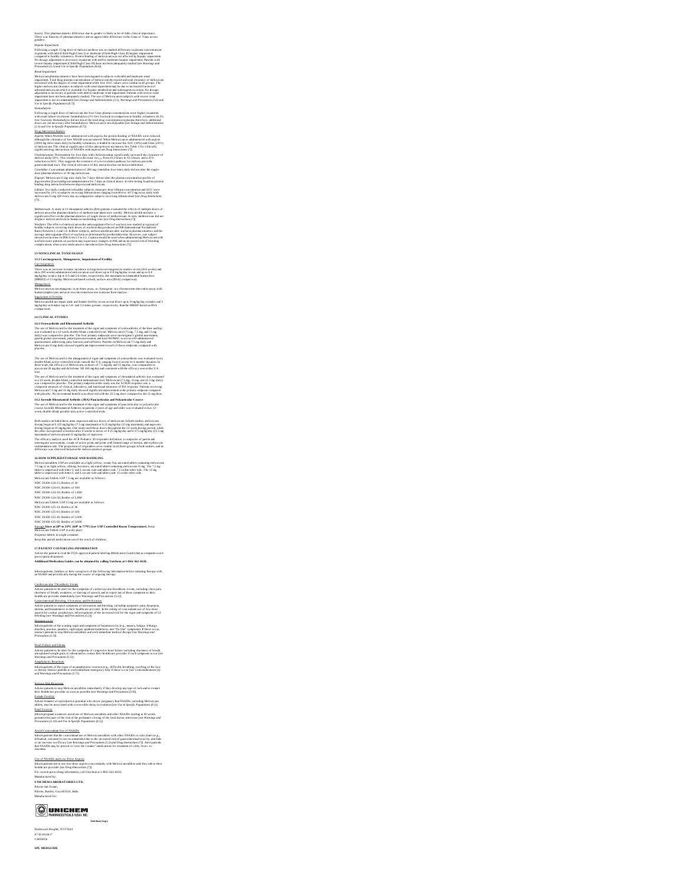hours). This pharmacokinetic difference due to gender is likely to be of little clinical importance. There was linearity of pharmacokinetics and no appreciable difference in the Cmax or Tmax across genders.

*Hepatic Impairment*

Following a single 15 mg dose of meloxicam there was no marked difference in plasma concentrations in patients with mild (Child-Pugh Class I) or moderate (Child-Pugh Class II) hepatic impairment compared to healthy volunteers. Protein binding of meloxicam was not affected by hepatic impairment. No dosage adjustment is necessary in patients with mild to moderate hepatic impairment. Patients with severe hepatic impairment (Child-Pugh Class III) have not been adequately studied [see *Warnings and Precautions (5.3) and Use in Specific Populations (8.6)*].

*Renal Impairment*

Meloxicam pharmacokinetics have been investigated in subjects with mild and moderate renal impairment. Total drug plasma concentrations of meloxicam decreased and total clearance of meloxicam increased with the degree of renal impairment while free AUC values were similar in all groups. The higher meloxicam clearance in subjects with renal impairment may be due to increased fraction of unbound meloxicam which is available for hepatic metabolism and subsequent excretion. No dosage adjustment is necessary in patients with mild to moderate renal impairment. Patients with severe renal impairment have not been adequately studied. The use of Meloxicam in subjects with severe renal impairment is not recommended [see *Dosage and Administration (2.5), Warnings and Precautions (5.6) and Use in Specific Populations (8.7)*].

*Hemodialysis*

Following a single dose of meloxicam, the free Cmax plasma concentrations were higher in patients with renal failure on chronic hemodialysis (1% free fraction) in comparison to healthy volunteers (0.3% free fraction). Hemodialysis did not lower the total drug concentration in plasma; therefore, additional doses are not necessary after hemodialysis. Meloxicam is not dialyzable [see *Dosage and Administration (2.1) and Use in Specific Populations (8.7)*].

Drug Interaction Studies

*Aspirin*: When NSAIDs were administered with aspirin, the protein binding of NSAIDs were reduced, although the clearance of free NSAID was not altered. When Meloxicam is administered with aspirin (1000 mg three times daily) to healthy volunteers, it tended to increase the AUC (10%) and Cmax (24%) of meloxicam. The clinical significance of this interaction is not known. See Table 3 for clinically significant drug interactions of NSAIDs with aspirin [see *Drug Interactions (7)*].

*Cholestyramine*: Pretreatment for four days with cholestyramine significantly increased the clearance of meloxicam by 50%. This resulted in a decrease in $t_{1/2}$, from 19.2 hours to 12.5 hours, and a 35% reduction in AUC. This suggests the existence of a recirculation pathway for meloxicam in the gastrointestinal tract. The clinical relevance of this interaction has not been established.

*Cimetidine*: Concomitant administration of 200 mg cimetidine four times daily did not alter the single-dose pharmacokinetics of 30 mg meloxicam.

*Digoxin*: Meloxicam 15 mg once daily for 7 days did not alter the plasma concentration profile of digoxin after β-acetyldigoxin administration for 7 days at clinical doses. In vitro testing found no protein binding drug interaction between digoxin and meloxicam.

*Lithium*: In a study conducted in healthy subjects, mean pre-dose lithium concentration and AUC were increased by 21% in subjects receiving lithium doses ranging from 804 to 1072 mg twice daily with meloxicam 15 mg QD every day as compared to subjects receiving lithium alone [see *Drug Interactions (7)*].

*Methotrexate*: A study in 13 rheumatoid arthritis (RA) patients evaluated the effects of multiple doses of meloxicam on the pharmacokinetics of methotrexate taken once weekly. Meloxicam did not have a significant effect on the pharmacokinetics of single doses of methotrexate. *In vitro*, methotrexate did not displace meloxicam from its human serum binding sites [see *Drug Interactions (7)*].

*Warfarin*: The effect of meloxicam on the anticoagulant effect of warfarin was studied in a group of healthy subjects receiving daily doses of warfarin that produced an INR (International Normalized Ratio) between 1.2 and 1.8. In these subjects, meloxicam did not alter warfarin pharmacokinetics and the average anticoagulant effect of warfarin as determined by prothrombin time. However, one subject showed an increase in INR from 1.5 to 2.1. Caution should be used when administering Meloxicam with warfarin since patients on warfarin may experience changes in INR and an increased risk of bleeding complications when a new medication is introduced [see *Drug Interactions (7)*].

## 13 NONCLINICAL TOXICOLOGY

### 13.1 Carcinogenesis, Mutagenesis, Impairment of Fertility

Carcinogenesis

There was no increase in tumor incidence in long-term carcinogenicity studies in rats (104 weeks) and mice (99 weeks) administered meloxicam at oral doses up to 0.8 mg/kg/day in rats and up to 8.0 mg/kg/day in mice (up to 0.5- and 2.6-times, respectively, the maximum recommended human dose [MRHD] of 15 mg/day Meloxicam based on body surface area [BSA] comparison).

Mutagenesis

Meloxicam was not mutagenic in an Ames assay, or clastogenic in a chromosome aberration assay with human lymphocytes and an *in vivo* micronucleus test in mouse bone marrow.

Impairment of Fertility

Meloxicam did not impair male and female fertility in rats at oral doses up to 9 mg/kg/day in males and 5 mg/kg/day in females (up to 5.8- and 3.2-times greater, respectively, than the MRHD based on BSA comparison).

## 14 CLINICAL STUDIES

### 14.1 Osteoarthritis and Rheumatoid Arthritis

The use of Meloxicam for the treatment of the signs and symptoms of osteoarthritis of the knee and hip was evaluated in a 12-week, double-blind, controlled trial. Meloxicam (3.75 mg, 7.5 mg, and 15 mg daily) was compared to placebo. The four primary endpoints were investigator's global assessment, patient global assessment, patient pain assessment, and total WOMAC score (a self-administered questionnaire addressing pain, function, and stiffness). Patients on Meloxicam 7.5 mg daily and Meloxicam 15 mg daily showed significant improvement in each of these endpoints compared with placebo.

The use of Meloxicam for the management of signs and symptoms of osteoarthritis was evaluated in six double-blind, active-controlled trials outside the U.S. ranging from 4 weeks' to 6 months' duration. In these trials, the efficacy of Meloxicam, in doses of 7.5 mg/day and 15 mg/day, was comparable to piroxicam 20 mg/day and diclofenac SR 100 mg/day and consistent with the efficacy seen in the U.S. trial.

The use of Meloxicam for the treatment of the signs and symptoms of rheumatoid arthritis was evaluated in a 12-week, double-blind, controlled multinational trial. Meloxicam (7.5 mg, 15 mg, and 22.5 mg daily) was compared to placebo. The primary endpoint in this study was the ACR20 response rate, a composite measure of clinical, laboratory, and functional measures of RA response. Patients receiving Meloxicam 7.5 mg and 15 mg daily showed significant improvement in the primary endpoint compared with placebo. No incremental benefit was observed with the 22.5 mg dose compared to the 15 mg dose.

### 14.2 Juvenile Rheumatoid Arthritis (JRA) Pauciarticular and Polyarticular Course

The use of Meloxicam for the treatment of the signs and symptoms of pauciarticular or polyarticular course Juvenile Rheumatoid Arthritis in patients 2 years of age and older was evaluated in two 12-week, double-blind, parallel-arm, active-controlled trials.

Both studies included three arms: naproxen and two doses of meloxicam. In both studies, meloxicam dosing began at 0.125 mg/kg/day (7.5 mg maximum) or 0.25 mg/kg/day (15 mg maximum), and naproxen dosing began at 10 mg/kg/day. One study used these doses throughout the 12-week dosing period, while the other incorporated a titration after 4 weeks to doses of 0.25 mg/kg/day and 0.375 mg/kg/day (22.5 mg maximum) of meloxicam and 15 mg/kg/day of naproxen.

The efficacy analysis used the ACR Pediatric 30 responder definition, a composite of parent and investigator assessments, counts of active joints and joints with limited range of motion, and erythrocyte sedimentation rate. The proportion of responders were similar in all three groups in both studies, and no difference was observed between the meloxicam dose groups.

## 16 HOW SUPPLIED/STORAGE AND HANDLING

Meloxicam tablets USP are available as a light yellow, round, flat, uncoated tablet containing meloxicam 7.5 mg or as light yellow, oblong, biconvex, uncoated tablet containing meloxicam 15 mg. The 7.5 mg tablet is impressed with letter U and L on one side and tablet code 7.5 on the other side. The 15 mg tablet is impressed with letter U and L on one side and tablet code 15 on the other side.

Meloxicam Tablets USP 7.5 mg are available as follows:

NDC 29300-124-13; Bottles of 30

NDC 29300-124-01; Bottles of 100

NDC 29300-124-10; Bottles of 1,000

NDC 29300-124-50; Bottles of 5,000

Meloxicam Tablets USP 15 mg are available as follows:

NDC 29300-125-13; Bottles of 30

NDC 29300-125-01; Bottles of 100

NDC 29300-125-10; Bottles of 1,000

NDC 29300-125-50; Bottles of 5,000

Storage **Store at 20° to 25°C (68° to 77°F) [see USP Controlled Room Temperature].** Keep Meloxicam Tablets USP in a dry place.

Dispense tablets in a tight container.

Keep this and all medications out of the reach of children.

## 17 PATIENT COUNSELING INFORMATION

Advise the patient to read the FDA-approved patient labeling (Medication Guide) that accompanies each prescription dispensed.

**Additional Medication Guides can be obtained by calling Unichem at 1-866-562-4616.**

Inform patients, families or their caregivers of the following information before initiating therapy with an NSAID and periodically during the course of ongoing therapy.

Cardiovascular Thrombotic Events

Advise patients to be alert for the symptoms of cardiovascular thrombotic events, including chest pain, shortness of breath, weakness, or slurring of speech, and to report any of these symptoms to their healthcare provider immediately [see Warnings and Precautions (5.1)].

Gastrointestinal Bleeding, Ulceration, and Perforation

Advise patients to report symptoms of ulcerations and bleeding, including epigastric pain, dyspepsia, melena, and hematemesis to their healthcare provider. In the setting of concomitant use of low-dose aspirin for cardiac prophylaxis, inform patients of the increased risk for the signs and symptoms of GI bleeding [see Warnings and Precautions (5.2)].

Hepatotoxicity

Inform patients of the warning signs and symptoms of hepatotoxicity (e.g., nausea, fatigue, lethargy, diarrhea, pruritus, jaundice, right upper quadrant tenderness, and "flu-like" symptoms). If these occur, instruct patients to stop Meloxicam tablets and seek immediate medical therapy [see *Warnings and Precautions (5.3)*].

Heart Failure and Edema

Advise patients to be alert for the symptoms of congestive heart failure including shortness of breath, unexplained weight gain, or edema and to contact their healthcare provider if such symptoms occur [see *Warnings and Precautions (5.5)*].

Anaphylactic Reactions

Inform patients of the signs of an anaphylactic reaction (e.g., difficulty breathing, swelling of the face or throat). Instruct patients to seek immediate emergency help if these occur [see *Contraindications (4) and Warnings and Precautions (5.7)*].

Serious Skin Reactions

Advise patients to stop Meloxicam tablets immediately if they develop any type of rash and to contact their healthcare provider as soon as possible [see *Warnings and Precautions (5.9)*].

Female Fertility

Advise females of reproductive potential who desire pregnancy that NSAIDs, including Meloxicam tablets, may be associated with a reversible delay in ovulation [see *Use in Specific Populations (8.3)*].

Fetal Toxicity

Inform pregnant women to avoid use of Meloxicam tablets and other NSAIDs starting at 30 weeks gestation because of the risk of the premature closing of the fetal ductus arteriosus [see *Warnings and Precautions (5.10) and Use in Specific Populations (8.1)*].

Avoid Concomitant Use of NSAIDs

Inform patients that the concomitant use of Meloxicam tablets with other NSAIDs or salicylates (e.g., diflunisal, salsalate) is not recommended due to the increased risk of gastrointestinal toxicity, and little or no increase in efficacy [see *Warnings and Precautions (5.2) and Drug Interactions (7)*]. Alert patients that NSAIDs may be present in "over the counter" medications for treatment of colds, fever, or insomnia.

*Use of NSAIDs and Low-Dose Aspirin*

Inform patients not to use low-dose aspirin concomitantly with Meloxicam tablets until they talk to their healthcare provider [see *Drug Interactions (7)*].

For current prescribing information, call Unichem at 1-866-562-4616.

*Manufactured by:*

**UNICHEM LABORATORIES LTD.**

Pilerne Ind. Estate,

Pilerne, Bardez, Goa 403511, India.

*Manufactured for:*

UNICHEM PHARMACEUTICALS (USA), INC.

**Unichem Logo**

Hasbrouck Heights, NJ 07604

07-R-09/2017

13009858

**SPL MEDGUIDE**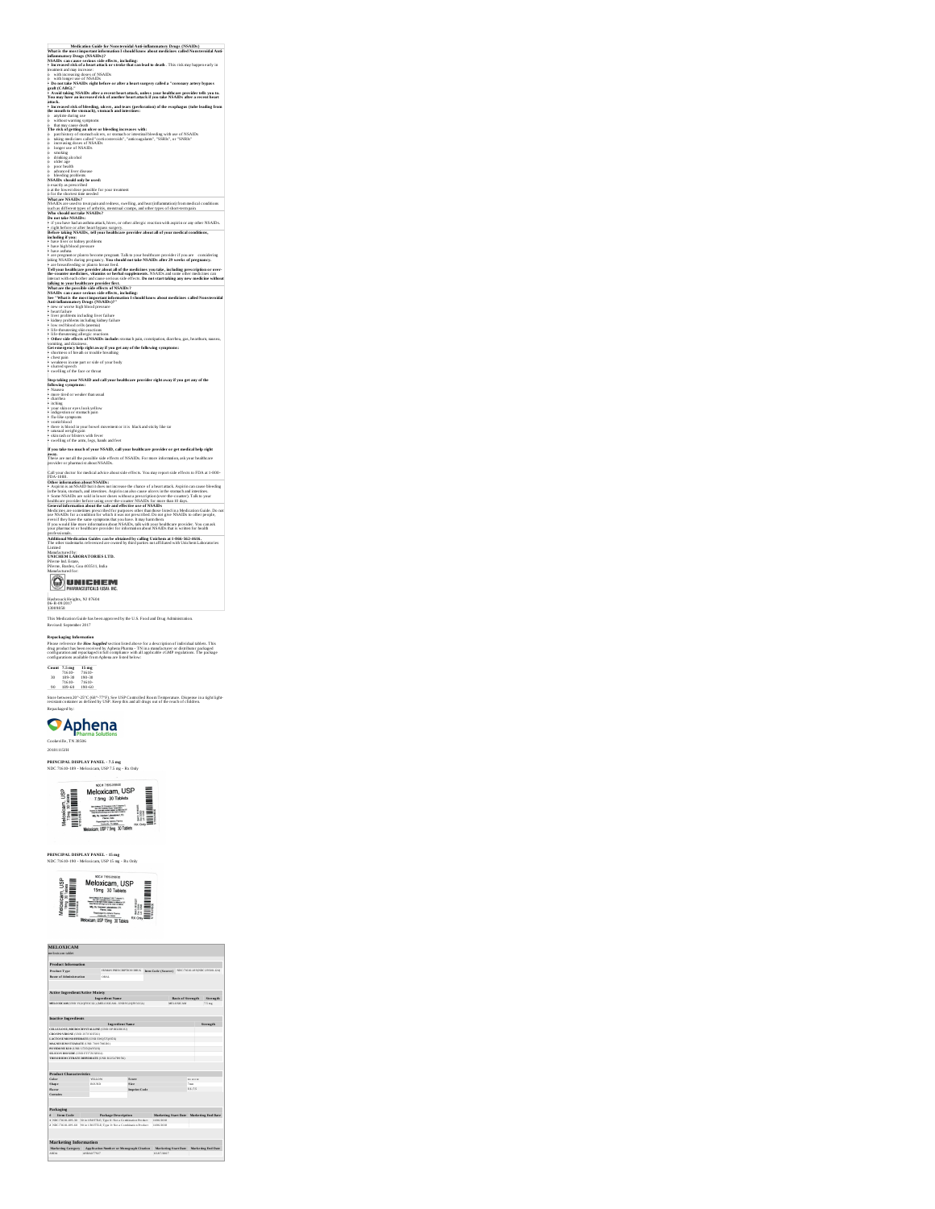## Medication Guide for Nonsteroidal Anti-inflammatory Drugs (NSAIDs)

**What is the most important information I should know about medicines called Nonsteroidal Anti-inflammatory Drugs (NSAIDs)?**

**NSAIDs can cause serious side effects, including:**

- **Increased risk of a heart attack or stroke that can lead to death**. This risk may happen early in treatment and may increase:
  - with increasing doses of NSAIDs
  - with longer use of NSAIDs
- **Do not take NSAIDs right before or after a heart surgery called a "coronary artery bypass graft (CABG)."**
- **Avoid taking NSAIDs after a recent heart attack, unless your healthcare provider tells you to. You may have an increased risk of another heart attack if you take NSAIDs after a recent heart attack.**
- **Increased risk of bleeding, ulcers, and tears (perforation) of the esophagus (tube leading from the mouth to the stomach), stomach and intestines:**
  - anytime during use
  - without warning symptoms
  - that may cause death

**The risk of getting an ulcer or bleeding increases with:**

- past history of stomach ulcers, or stomach or intestinal bleeding with use of NSAIDs
- taking medicines called "corticosteroids", "anticoagulants", "SSRIs", or "SNRIs"
- increasing doses of NSAIDs
- longer use of NSAIDs
- smoking
- drinking alcohol
- older age
- poor health
- advanced liver disease
- bleeding problems

**NSAIDs should only be used:**

- exactly as prescribed
- at the lowest dose possible for your treatment
- for the shortest time needed

**What are NSAIDs?**

NSAIDs are used to treat pain and redness, swelling, and heat (inflammation) from medical conditions such as different types of arthritis, menstrual cramps, and other types of short-term pain.

**Who should not take NSAIDs?**

**Do not take NSAIDs:**

- if you have had an asthma attack, hives, or other allergic reaction with aspirin or any other NSAIDs.
- right before or after heart bypass surgery.

**Before taking NSAIDs, tell your healthcare provider about all of your medical conditions, including if you:**

- have liver or kidney problems
- have high blood pressure
- have asthma
- are pregnant or plan to become pregnant. Talk to your healthcare provider if you are considering taking NSAIDs during pregnancy. **You should not take NSAIDs after 29 weeks of pregnancy.**
- are breastfeeding or plan to breast feed.

**Tell your healthcare provider about all of the medicines you take, including prescription or over-the-counter medicines, vitamins or herbal supplements.** NSAIDs and some other medicines can interact with each other and cause serious side effects. **Do not start taking any new medicine without talking to your healthcare provider first.**

**What are the possible side effects of NSAIDs?**

**NSAIDs can cause serious side effects, including:**

**See "What is the most important information I should know about medicines called Nonsteroidal Anti-inflammatory Drugs (NSAIDs)?"**

- new or worse high blood pressure
- heart failure
- liver problems including liver failure
- kidney problems including kidney failure
- low red blood cells (anemia)
- life-threatening skin reactions
- life-threatening allergic reactions
- **Other side effects of NSAIDs include:** stomach pain, constipation, diarrhea, gas, heartburn, nausea, vomiting, and dizziness.

**Get emergency help right away if you get any of the following symptoms:**

- shortness of breath or trouble breathing
- chest pain
- weakness in one part or side of your body
- slurred speech
- swelling of the face or throat

**Stop taking your NSAID and call your healthcare provider right away if you get any of the following symptoms:**

- Nausea
- more tired or weaker than usual
- diarrhea
- itching
- your skin or eyes look yellow
- indigestion or stomach pain
- flu-like symptoms
- vomit blood
- there is blood in your bowel movement or it is black and sticky like tar
- unusual weight gain
- skin rash or blisters with fever
- swelling of the arms, legs, hands and feet

**If you take too much of your NSAID, call your healthcare provider or get medical help right away.**

These are not all the possible side effects of NSAIDs. For more information, ask your healthcare provider or pharmacist about NSAIDs.

Call your doctor for medical advice about side effects. You may report side effects to FDA at 1-800-FDA-1088.

**Other information about NSAIDs:**

- Aspirin is an NSAID but it does not increase the chance of a heart attack. Aspirin can cause bleeding in the brain, stomach, and intestines. Aspirin can also cause ulcers in the stomach and intestines.
- Some NSAIDs are sold in lower doses without a prescription (over-the-counter). Talk to your healthcare provider before using over-the-counter NSAIDs for more than 10 days.

**General information about the safe and effective use of NSAIDs**

Medicines are sometimes prescribed for purposes other than those listed in a Medication Guide. Do not use NSAIDs for a condition for which it was not prescribed. Do not give NSAIDs to other people, even if they have the same symptoms that you have. It may harm them.

If you would like more information about NSAIDs, talk with your healthcare provider. You can ask your pharmacist or healthcare provider for information about NSAIDs that is written for health professionals.

**Additional Medication Guides can be obtained by calling Unichem at 1-866-562-4616.**

The other trademarks referenced are owned by third parties not affiliated with Unichem Laboratories Limited.

Manufactured by:
**UNICHEM LABORATORIES LTD.**
Pilerne Ind. Estate,
Pilerne, Bardez, Goa 403511, India
Manufactured for:

UNICHEM PHARMACEUTICALS (USA), INC.

Hasbrouck Heights, NJ 07604
06-R-09/2017
13009858

This Medication Guide has been approved by the U.S. Food and Drug Administration.
Revised: September 2017

**Repackaging Information**

Please reference the *How Supplied* section listed above for a description of individual tablets. This drug product has been received by Aphena Pharma - TN in a manufacturer or distributor packaged configuration and repackaged in full compliance with all applicable cGMP regulations. The package configurations available from Aphena are listed below:

| Count | 7.5 mg | 15 mg |
|---|---|---|
| 30 | 71610-189-30 | 71610-190-30 |
| 90 | 71610-189-60 | 71610-190-60 |

Store between 20°-25°C (68°-77°F). See USP Controlled Room Temperature. Dispense in a tight light-resistant container as defined by USP. Keep this and all drugs out of the reach of children.

Repackaged by:

Aphena Pharma Solutions

Cookeville, TN 38506

20181115JH

**PRINCIPAL DISPLAY PANEL - 7.5 mg**

NDC 71610-189 - Meloxicam, USP 7.5 mg - Rx Only

**PRINCIPAL DISPLAY PANEL - 15 mg**

NDC 71610-190 - Meloxicam, USP 15 mg - Rx Only

## MELOXICAM

meloxicam tablet

**Product Information**

| Product Type | HUMAN PRESCRIPTION DRUG | Item Code (Source) | NDC:71610-189(NDC:29300-124) |
|---|---|---|---|
| Route of Administration | ORAL | | |

**Active Ingredient/Active Moiety**

| Ingredient Name | Basis of Strength | Strength |
|---|---|---|
| MELOXICAM (UNII: VG2QF83CGL) (MELOXICAM - UNII:VG2QF83CGL) | MELOXICAM | 7.5 mg |

**Inactive Ingredients**

| Ingredient Name | Strength |
|---|---|
| CELLULOSE, MICROCRYSTALLINE (UNII: OP1R32D61U) | |
| CROSPOVIDONE (UNII: 2S7830E561) | |
| LACTOSE MONOHYDRATE (UNII: EWQ57Q8I5X) | |
| MAGNESIUM STEARATE (UNII: 70097M6I30) | |
| POVIDONE K25 (UNII: K0KQV10C35) | |
| SILICON DIOXIDE (UNII: ETJ7Z6XBU4) | |
| TRISODIUM CITRATE DIHYDRATE (UNII: B22547B95K) | |

**Product Characteristics**

| Color | YELLOW | Score | no score |
|---|---|---|---|
| Shape | ROUND | Size | 7mm |
| Flavor | | Imprint Code | U;L;7.5 |
| Contains | | | |

**Packaging**

| # | Item Code | Package Description | Marketing Start Date | Marketing End Date |
|---|---|---|---|---|
| 1 | NDC:71610-189-30 | 30 in 1 BOTTLE; Type 0: Not a Combination Product | 11/08/2018 | |
| 2 | NDC:71610-189-60 | 90 in 1 BOTTLE; Type 0: Not a Combination Product | 11/08/2018 | |

**Marketing Information**

| Marketing Category | Application Number or Monograph Citation | Marketing Start Date | Marketing End Date |
|---|---|---|---|
| ANDA | ANDA077937 | 01/07/2007 | |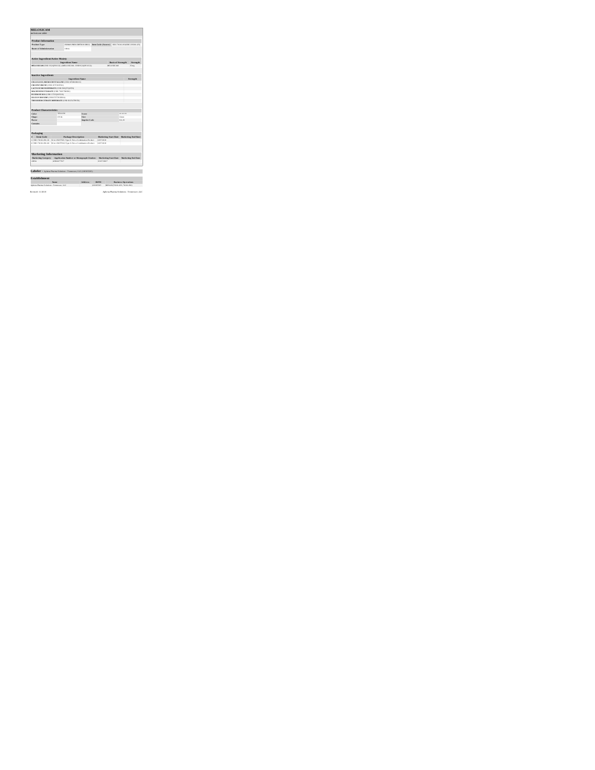# MELOXICAM

meloxicam tablet

| Product Information | | | |
|---|---|---|---|
| Product Type | HUMAN PRESCRIPTION DRUG | Item Code (Source) | NDC:71610-493(NDC:29300-125) |
| Route of Administration | ORAL | | |

| Active Ingredient/Active Moiety | | |
|---|---|---|
| Ingredient Name | Basis of Strength | Strength |
| MELOXICAM (UNII: VG2QF83CGL) (MELOXICAM - UNII:VG2QF83CGL) | MELOXICAM | 15mg |

| Inactive Ingredients | |
|---|---|
| Ingredient Name | Strength |
| CELLULOSE, MICROCRYSTALLINE (UNII: OP1R32D61U) | |
| CROSPOVIDONE (UNII: 2S7830E561) | |
| LACTOSE MONOHYDRATE (UNII: EWQ57Q8I5X) | |
| MAGNESIUM STEARATE (UNII: 70097M6I30) | |
| POVIDONE K30 (UNII: U725QWY32X) | |
| SILICON DIOXIDE (UNII: ETJ7Z6XBU4) | |
| TRISODIUM CITRATE DIHYDRATE (UNII: B22547B95K) | |

| Product Characteristics | | | |
|---|---|---|---|
| Color | YELLOW | Score | no score |
| Shape | OVAL | Size | 11mm |
| Flavor | | Imprint Code | U;L;15 |
| Contains | | | |

| Packaging | | | | |
|---|---|---|---|---|
| # | Item Code | Package Description | Marketing Start Date | Marketing End Date |
| 1 | NDC:71610-493-30 | 30 in 1 BOTTLE; Type 0: Not a Combination Product | 11/07/2019 | |
| 2 | NDC:71610-493-60 | 60 in 1 BOTTLE; Type 0: Not a Combination Product | 11/07/2019 | |

| Marketing Information | | | |
|---|---|---|---|
| Marketing Category | Application Number or Monograph Citation | Marketing Start Date | Marketing End Date |
| ANDA | ANDA077927 | 03/07/2017 | |

**Labeler** - Aphena Pharma Solutions - Tennessee, LLC (128385585)

| Establishment | | | |
|---|---|---|---|
| Name | Address | ID/FEI | Business Operations |
| Aphena Pharma Solutions - Tennessee, LLC | | 128385585 | REPACK(71610-493, 71610-494) |

Revised: 11/2019

Aphena Pharma Solutions - Tennessee, LLC